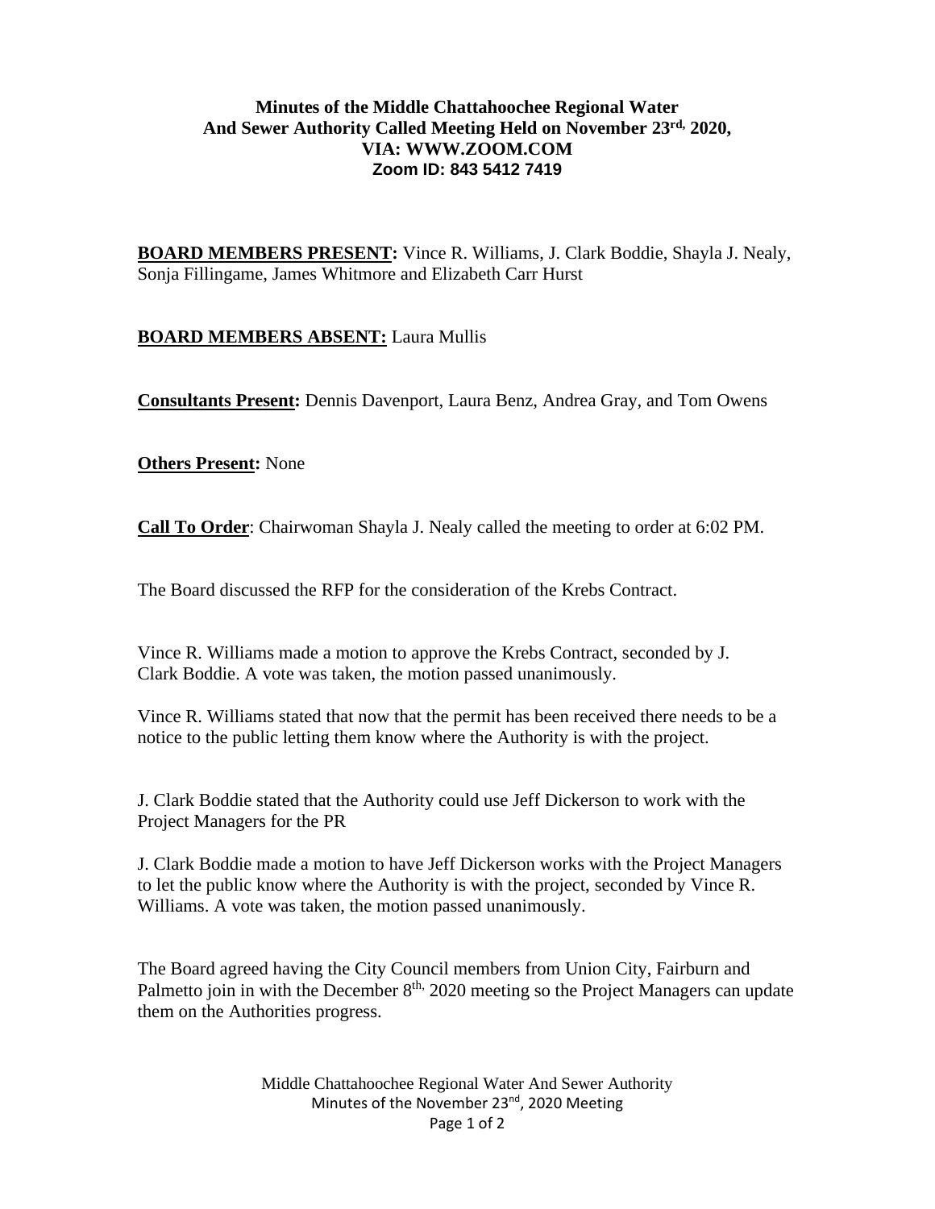# Minutes of the Middle Chattahoochee Regional Water And Sewer Authority Called Meeting Held on November 23rd, 2020, VIA: WWW.ZOOM.COM

**Zoom ID: 843 5412 7419**

**BOARD MEMBERS PRESENT:** Vince R. Williams, J. Clark Boddie, Shayla J. Nealy, Sonja Fillingame, James Whitmore and Elizabeth Carr Hurst

**BOARD MEMBERS ABSENT:** Laura Mullis

**Consultants Present:** Dennis Davenport, Laura Benz, Andrea Gray, and Tom Owens

**Others Present:** None

**Call To Order**: Chairwoman Shayla J. Nealy called the meeting to order at 6:02 PM.

The Board discussed the RFP for the consideration of the Krebs Contract.

Vince R. Williams made a motion to approve the Krebs Contract, seconded by J. Clark Boddie. A vote was taken, the motion passed unanimously.

Vince R. Williams stated that now that the permit has been received there needs to be a notice to the public letting them know where the Authority is with the project.

J. Clark Boddie stated that the Authority could use Jeff Dickerson to work with the Project Managers for the PR

J. Clark Boddie made a motion to have Jeff Dickerson works with the Project Managers to let the public know where the Authority is with the project, seconded by Vince R. Williams. A vote was taken, the motion passed unanimously.

The Board agreed having the City Council members from Union City, Fairburn and Palmetto join in with the December 8th, 2020 meeting so the Project Managers can update them on the Authorities progress.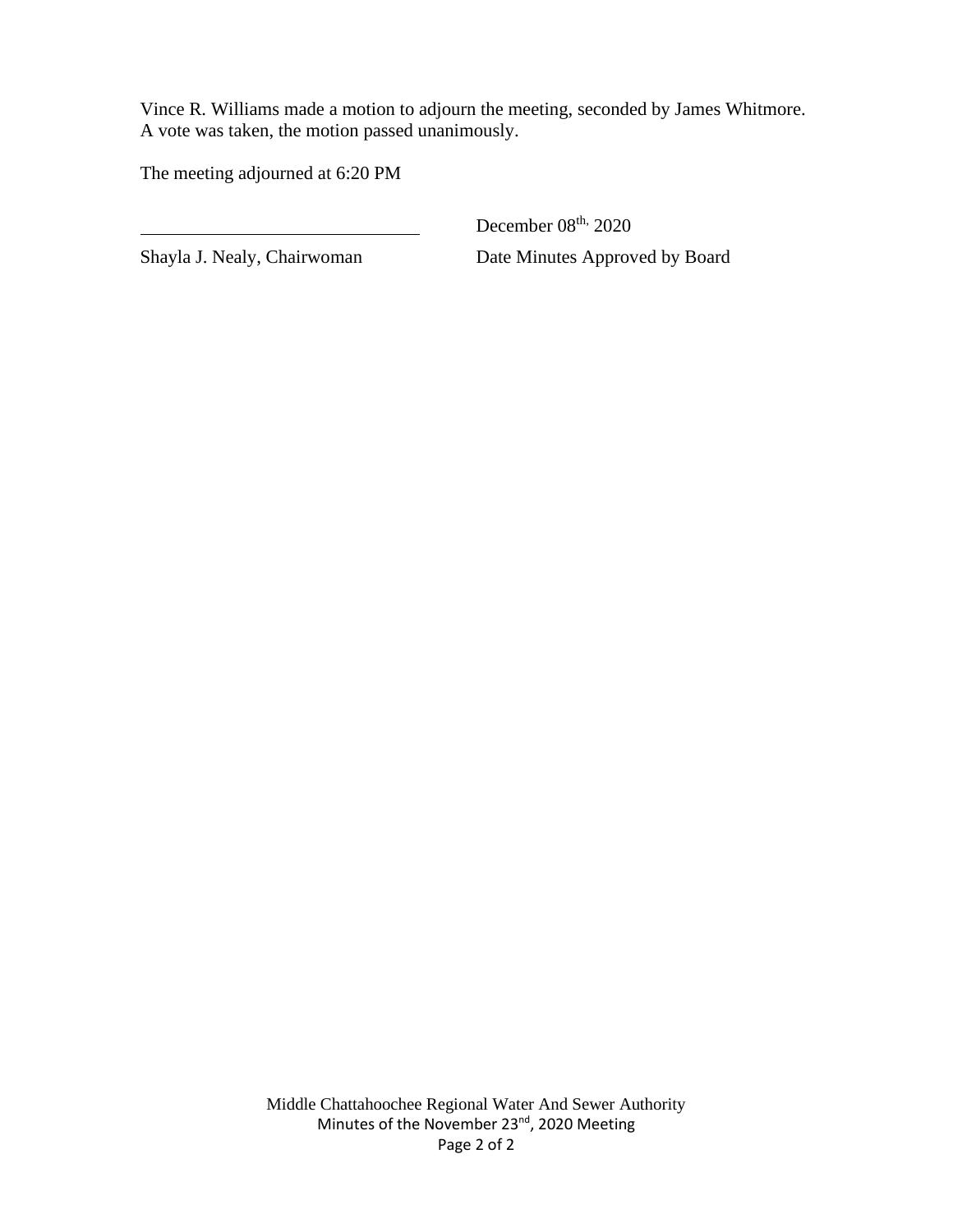Vince R. Williams made a motion to adjourn the meeting, seconded by James Whitmore. A vote was taken, the motion passed unanimously.

The meeting adjourned at 6:20 PM

| ______________________________ | December 08th, 2020 |
| --- | --- |
| Shayla J. Nealy, Chairwoman | Date Minutes Approved by Board |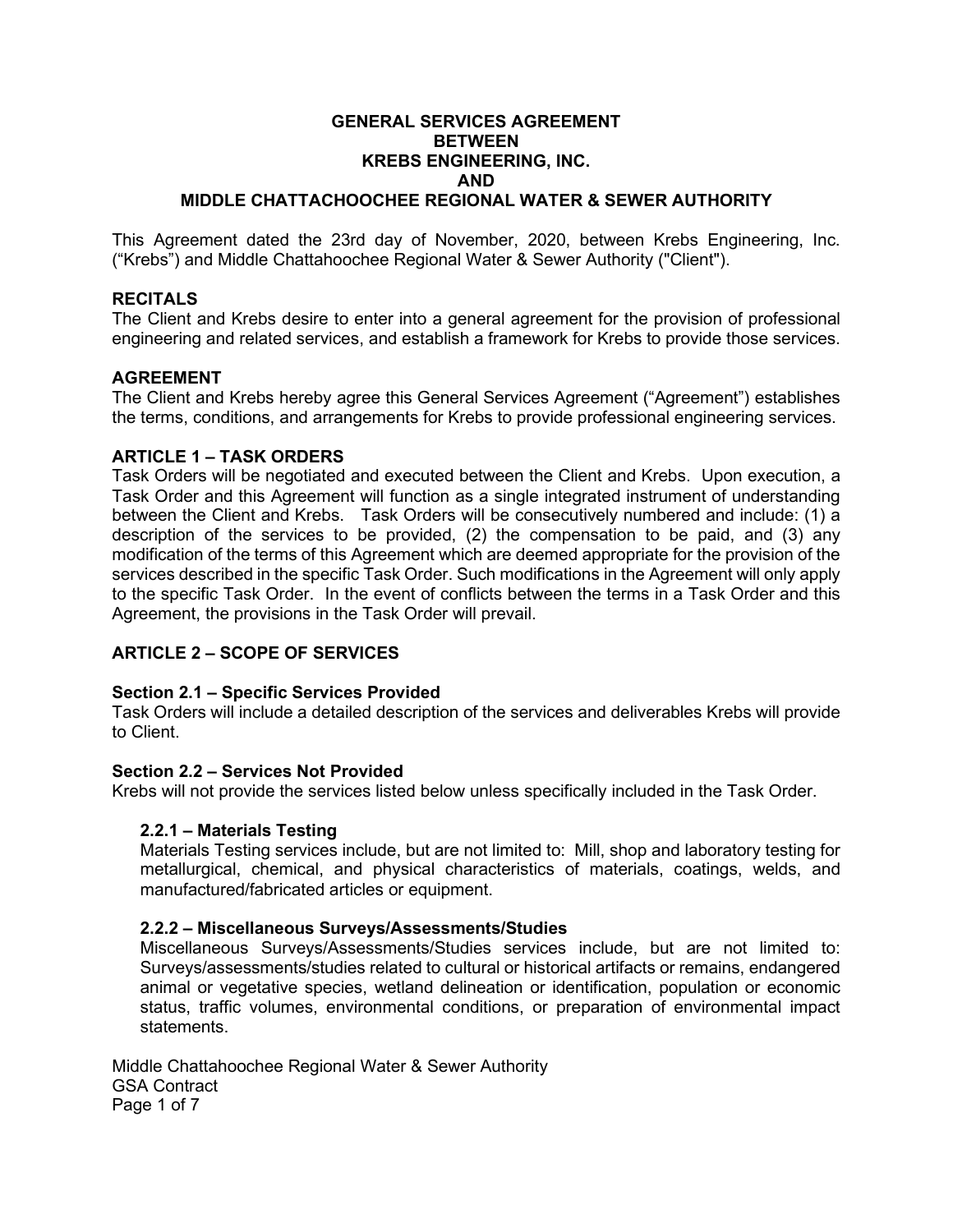**GENERAL SERVICES AGREEMENT**
**BETWEEN**
**KREBS ENGINEERING, INC.**
**AND**
**MIDDLE CHATTAHOOCHEE REGIONAL WATER & SEWER AUTHORITY**

This Agreement dated the 23rd day of November, 2020, between Krebs Engineering, Inc. ("Krebs") and Middle Chattahoochee Regional Water & Sewer Authority ("Client").

## RECITALS

The Client and Krebs desire to enter into a general agreement for the provision of professional engineering and related services, and establish a framework for Krebs to provide those services.

## AGREEMENT

The Client and Krebs hereby agree this General Services Agreement ("Agreement") establishes the terms, conditions, and arrangements for Krebs to provide professional engineering services.

## ARTICLE 1 – TASK ORDERS

Task Orders will be negotiated and executed between the Client and Krebs. Upon execution, a Task Order and this Agreement will function as a single integrated instrument of understanding between the Client and Krebs. Task Orders will be consecutively numbered and include: (1) a description of the services to be provided, (2) the compensation to be paid, and (3) any modification of the terms of this Agreement which are deemed appropriate for the provision of the services described in the specific Task Order. Such modifications in the Agreement will only apply to the specific Task Order. In the event of conflicts between the terms in a Task Order and this Agreement, the provisions in the Task Order will prevail.

## ARTICLE 2 – SCOPE OF SERVICES

### Section 2.1 – Specific Services Provided

Task Orders will include a detailed description of the services and deliverables Krebs will provide to Client.

### Section 2.2 – Services Not Provided

Krebs will not provide the services listed below unless specifically included in the Task Order.

#### 2.2.1 – Materials Testing

Materials Testing services include, but are not limited to: Mill, shop and laboratory testing for metallurgical, chemical, and physical characteristics of materials, coatings, welds, and manufactured/fabricated articles or equipment.

#### 2.2.2 – Miscellaneous Surveys/Assessments/Studies

Miscellaneous Surveys/Assessments/Studies services include, but are not limited to: Surveys/assessments/studies related to cultural or historical artifacts or remains, endangered animal or vegetative species, wetland delineation or identification, population or economic status, traffic volumes, environmental conditions, or preparation of environmental impact statements.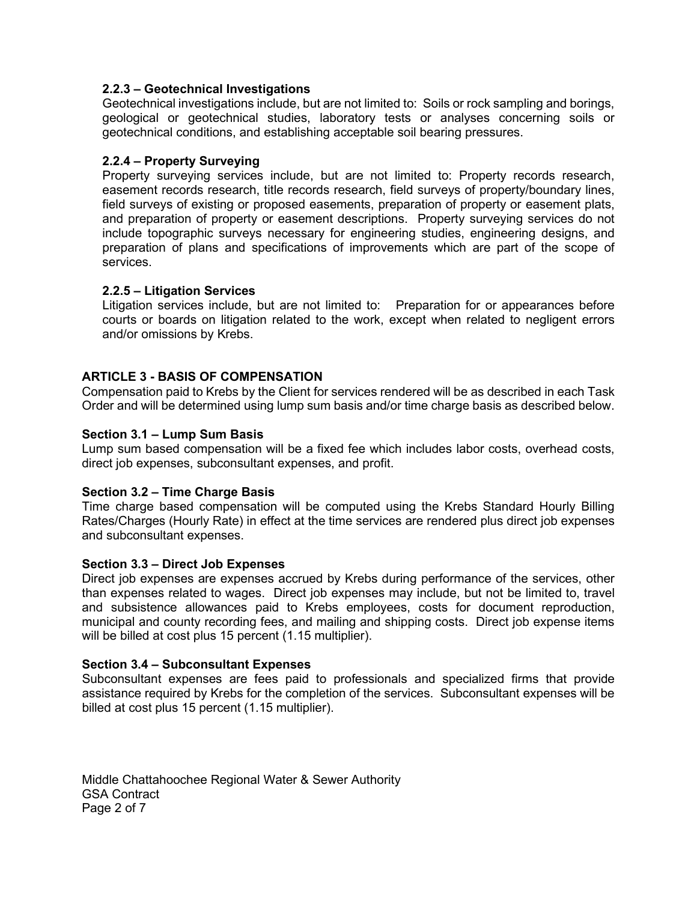#### 2.2.3 – Geotechnical Investigations

Geotechnical investigations include, but are not limited to: Soils or rock sampling and borings, geological or geotechnical studies, laboratory tests or analyses concerning soils or geotechnical conditions, and establishing acceptable soil bearing pressures.

#### 2.2.4 – Property Surveying

Property surveying services include, but are not limited to: Property records research, easement records research, title records research, field surveys of property/boundary lines, field surveys of existing or proposed easements, preparation of property or easement plats, and preparation of property or easement descriptions. Property surveying services do not include topographic surveys necessary for engineering studies, engineering designs, and preparation of plans and specifications of improvements which are part of the scope of services.

#### 2.2.5 – Litigation Services

Litigation services include, but are not limited to: Preparation for or appearances before courts or boards on litigation related to the work, except when related to negligent errors and/or omissions by Krebs.

## ARTICLE 3 - BASIS OF COMPENSATION

Compensation paid to Krebs by the Client for services rendered will be as described in each Task Order and will be determined using lump sum basis and/or time charge basis as described below.

### Section 3.1 – Lump Sum Basis

Lump sum based compensation will be a fixed fee which includes labor costs, overhead costs, direct job expenses, subconsultant expenses, and profit.

### Section 3.2 – Time Charge Basis

Time charge based compensation will be computed using the Krebs Standard Hourly Billing Rates/Charges (Hourly Rate) in effect at the time services are rendered plus direct job expenses and subconsultant expenses.

### Section 3.3 – Direct Job Expenses

Direct job expenses are expenses accrued by Krebs during performance of the services, other than expenses related to wages. Direct job expenses may include, but not be limited to, travel and subsistence allowances paid to Krebs employees, costs for document reproduction, municipal and county recording fees, and mailing and shipping costs. Direct job expense items will be billed at cost plus 15 percent (1.15 multiplier).

### Section 3.4 – Subconsultant Expenses

Subconsultant expenses are fees paid to professionals and specialized firms that provide assistance required by Krebs for the completion of the services. Subconsultant expenses will be billed at cost plus 15 percent (1.15 multiplier).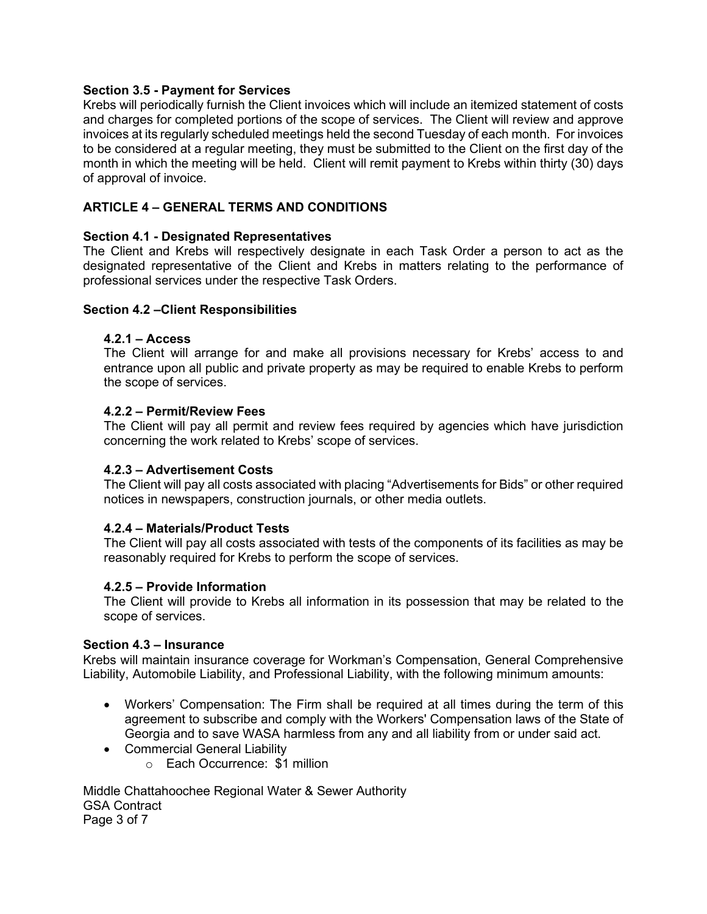**Section 3.5 - Payment for Services**
Krebs will periodically furnish the Client invoices which will include an itemized statement of costs and charges for completed portions of the scope of services. The Client will review and approve invoices at its regularly scheduled meetings held the second Tuesday of each month. For invoices to be considered at a regular meeting, they must be submitted to the Client on the first day of the month in which the meeting will be held. Client will remit payment to Krebs within thirty (30) days of approval of invoice.

## ARTICLE 4 – GENERAL TERMS AND CONDITIONS

**Section 4.1 - Designated Representatives**
The Client and Krebs will respectively designate in each Task Order a person to act as the designated representative of the Client and Krebs in matters relating to the performance of professional services under the respective Task Orders.

**Section 4.2 –Client Responsibilities**

**4.2.1 – Access**
The Client will arrange for and make all provisions necessary for Krebs' access to and entrance upon all public and private property as may be required to enable Krebs to perform the scope of services.

**4.2.2 – Permit/Review Fees**
The Client will pay all permit and review fees required by agencies which have jurisdiction concerning the work related to Krebs' scope of services.

**4.2.3 – Advertisement Costs**
The Client will pay all costs associated with placing "Advertisements for Bids" or other required notices in newspapers, construction journals, or other media outlets.

**4.2.4 – Materials/Product Tests**
The Client will pay all costs associated with tests of the components of its facilities as may be reasonably required for Krebs to perform the scope of services.

**4.2.5 – Provide Information**
The Client will provide to Krebs all information in its possession that may be related to the scope of services.

**Section 4.3 – Insurance**
Krebs will maintain insurance coverage for Workman's Compensation, General Comprehensive Liability, Automobile Liability, and Professional Liability, with the following minimum amounts:

- Workers' Compensation: The Firm shall be required at all times during the term of this agreement to subscribe and comply with the Workers' Compensation laws of the State of Georgia and to save WASA harmless from any and all liability from or under said act.
- Commercial General Liability
  - Each Occurrence: $1 million

Middle Chattahoochee Regional Water & Sewer Authority
GSA Contract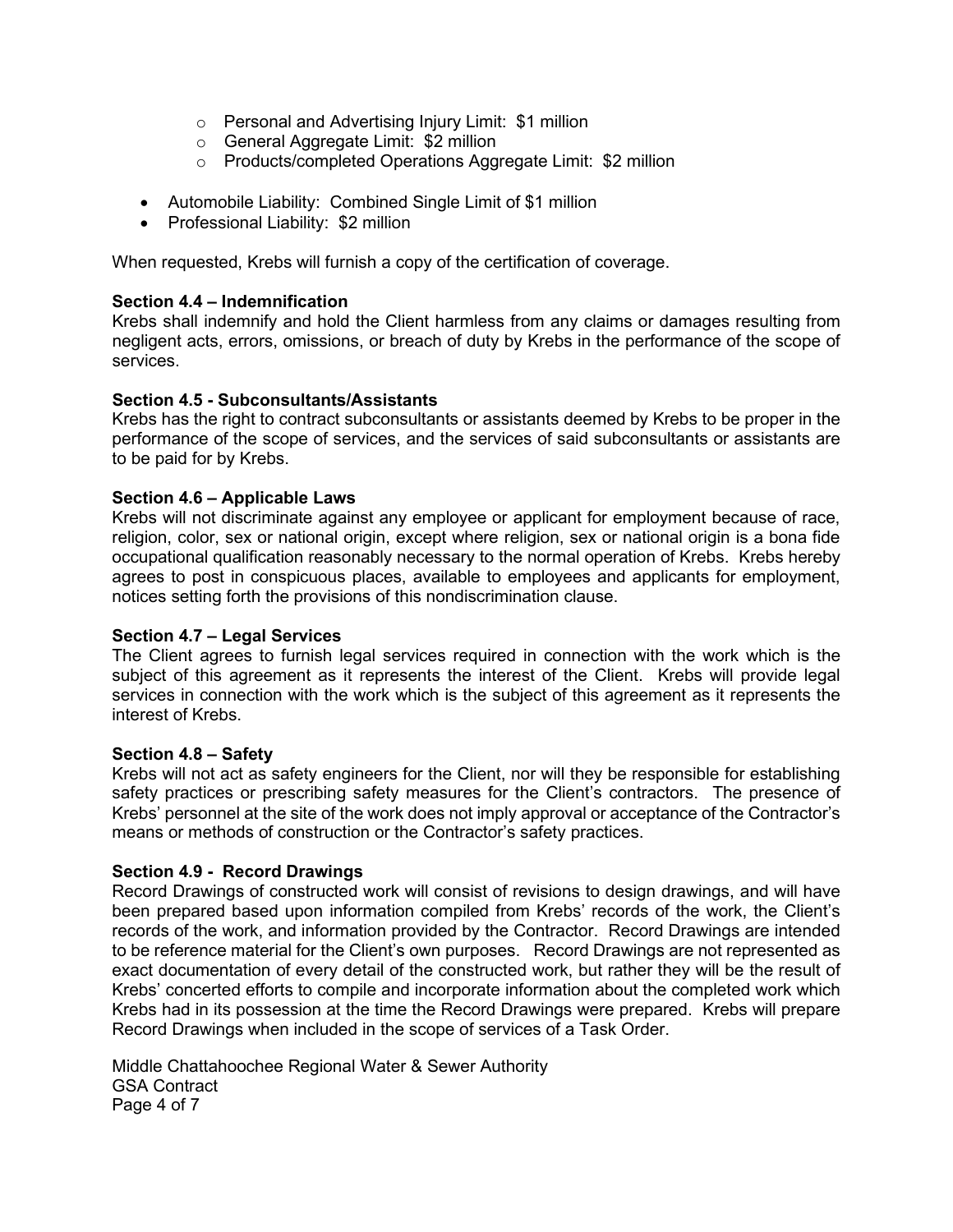- Personal and Advertising Injury Limit: $1 million
  - General Aggregate Limit: $2 million
  - Products/completed Operations Aggregate Limit: $2 million

- Automobile Liability: Combined Single Limit of $1 million
- Professional Liability: $2 million

When requested, Krebs will furnish a copy of the certification of coverage.

**Section 4.4 – Indemnification**
Krebs shall indemnify and hold the Client harmless from any claims or damages resulting from negligent acts, errors, omissions, or breach of duty by Krebs in the performance of the scope of services.

**Section 4.5 - Subconsultants/Assistants**
Krebs has the right to contract subconsultants or assistants deemed by Krebs to be proper in the performance of the scope of services, and the services of said subconsultants or assistants are to be paid for by Krebs.

**Section 4.6 – Applicable Laws**
Krebs will not discriminate against any employee or applicant for employment because of race, religion, color, sex or national origin, except where religion, sex or national origin is a bona fide occupational qualification reasonably necessary to the normal operation of Krebs. Krebs hereby agrees to post in conspicuous places, available to employees and applicants for employment, notices setting forth the provisions of this nondiscrimination clause.

**Section 4.7 – Legal Services**
The Client agrees to furnish legal services required in connection with the work which is the subject of this agreement as it represents the interest of the Client. Krebs will provide legal services in connection with the work which is the subject of this agreement as it represents the interest of Krebs.

**Section 4.8 – Safety**
Krebs will not act as safety engineers for the Client, nor will they be responsible for establishing safety practices or prescribing safety measures for the Client's contractors. The presence of Krebs' personnel at the site of the work does not imply approval or acceptance of the Contractor's means or methods of construction or the Contractor's safety practices.

**Section 4.9 - Record Drawings**
Record Drawings of constructed work will consist of revisions to design drawings, and will have been prepared based upon information compiled from Krebs' records of the work, the Client's records of the work, and information provided by the Contractor. Record Drawings are intended to be reference material for the Client's own purposes. Record Drawings are not represented as exact documentation of every detail of the constructed work, but rather they will be the result of Krebs' concerted efforts to compile and incorporate information about the completed work which Krebs had in its possession at the time the Record Drawings were prepared. Krebs will prepare Record Drawings when included in the scope of services of a Task Order.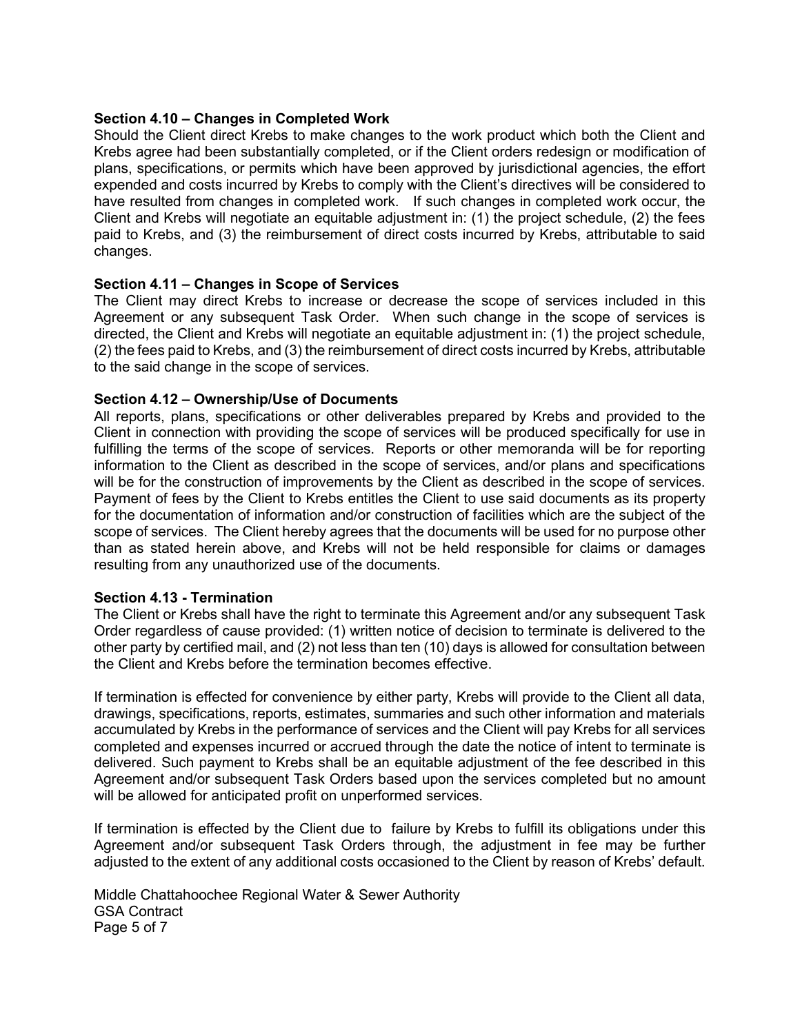**Section 4.10 – Changes in Completed Work**
Should the Client direct Krebs to make changes to the work product which both the Client and Krebs agree had been substantially completed, or if the Client orders redesign or modification of plans, specifications, or permits which have been approved by jurisdictional agencies, the effort expended and costs incurred by Krebs to comply with the Client's directives will be considered to have resulted from changes in completed work. If such changes in completed work occur, the Client and Krebs will negotiate an equitable adjustment in: (1) the project schedule, (2) the fees paid to Krebs, and (3) the reimbursement of direct costs incurred by Krebs, attributable to said changes.

**Section 4.11 – Changes in Scope of Services**
The Client may direct Krebs to increase or decrease the scope of services included in this Agreement or any subsequent Task Order. When such change in the scope of services is directed, the Client and Krebs will negotiate an equitable adjustment in: (1) the project schedule, (2) the fees paid to Krebs, and (3) the reimbursement of direct costs incurred by Krebs, attributable to the said change in the scope of services.

**Section 4.12 – Ownership/Use of Documents**
All reports, plans, specifications or other deliverables prepared by Krebs and provided to the Client in connection with providing the scope of services will be produced specifically for use in fulfilling the terms of the scope of services. Reports or other memoranda will be for reporting information to the Client as described in the scope of services, and/or plans and specifications will be for the construction of improvements by the Client as described in the scope of services. Payment of fees by the Client to Krebs entitles the Client to use said documents as its property for the documentation of information and/or construction of facilities which are the subject of the scope of services. The Client hereby agrees that the documents will be used for no purpose other than as stated herein above, and Krebs will not be held responsible for claims or damages resulting from any unauthorized use of the documents.

**Section 4.13 - Termination**
The Client or Krebs shall have the right to terminate this Agreement and/or any subsequent Task Order regardless of cause provided: (1) written notice of decision to terminate is delivered to the other party by certified mail, and (2) not less than ten (10) days is allowed for consultation between the Client and Krebs before the termination becomes effective.

If termination is effected for convenience by either party, Krebs will provide to the Client all data, drawings, specifications, reports, estimates, summaries and such other information and materials accumulated by Krebs in the performance of services and the Client will pay Krebs for all services completed and expenses incurred or accrued through the date the notice of intent to terminate is delivered. Such payment to Krebs shall be an equitable adjustment of the fee described in this Agreement and/or subsequent Task Orders based upon the services completed but no amount will be allowed for anticipated profit on unperformed services.

If termination is effected by the Client due to failure by Krebs to fulfill its obligations under this Agreement and/or subsequent Task Orders through, the adjustment in fee may be further adjusted to the extent of any additional costs occasioned to the Client by reason of Krebs' default.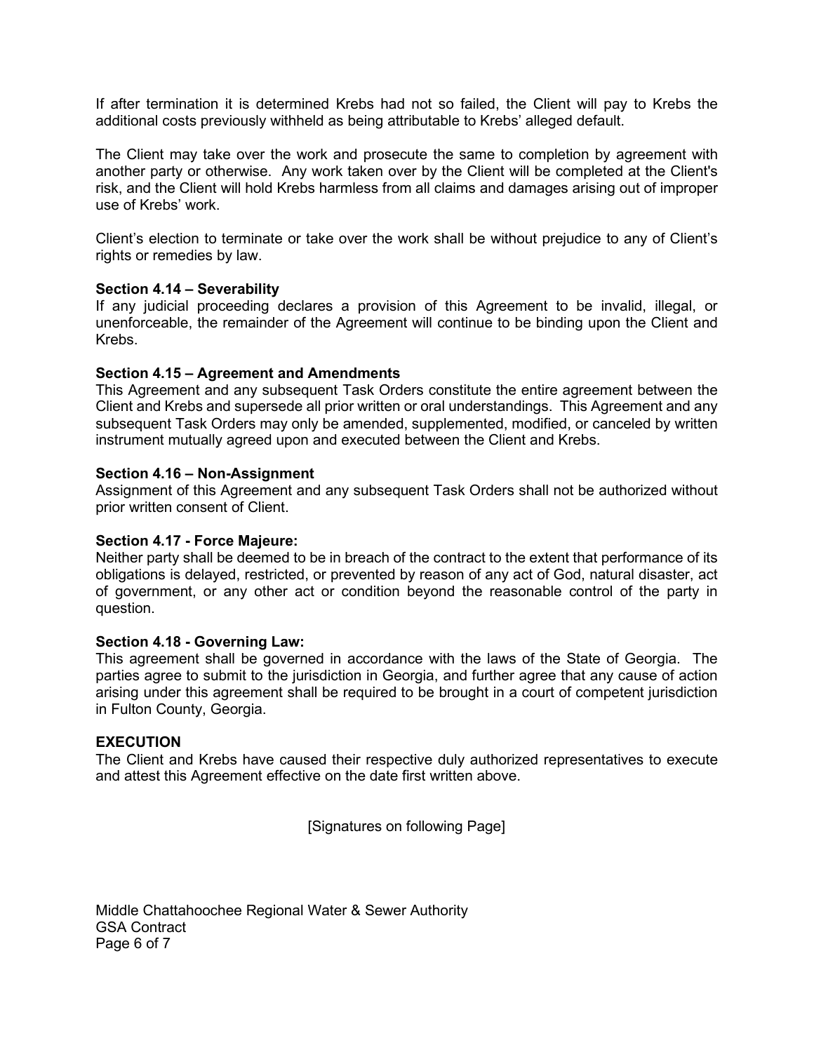If after termination it is determined Krebs had not so failed, the Client will pay to Krebs the additional costs previously withheld as being attributable to Krebs' alleged default.

The Client may take over the work and prosecute the same to completion by agreement with another party or otherwise. Any work taken over by the Client will be completed at the Client's risk, and the Client will hold Krebs harmless from all claims and damages arising out of improper use of Krebs' work.

Client's election to terminate or take over the work shall be without prejudice to any of Client's rights or remedies by law.

**Section 4.14 – Severability**
If any judicial proceeding declares a provision of this Agreement to be invalid, illegal, or unenforceable, the remainder of the Agreement will continue to be binding upon the Client and Krebs.

**Section 4.15 – Agreement and Amendments**
This Agreement and any subsequent Task Orders constitute the entire agreement between the Client and Krebs and supersede all prior written or oral understandings. This Agreement and any subsequent Task Orders may only be amended, supplemented, modified, or canceled by written instrument mutually agreed upon and executed between the Client and Krebs.

**Section 4.16 – Non-Assignment**
Assignment of this Agreement and any subsequent Task Orders shall not be authorized without prior written consent of Client.

**Section 4.17 - Force Majeure:**
Neither party shall be deemed to be in breach of the contract to the extent that performance of its obligations is delayed, restricted, or prevented by reason of any act of God, natural disaster, act of government, or any other act or condition beyond the reasonable control of the party in question.

**Section 4.18 - Governing Law:**
This agreement shall be governed in accordance with the laws of the State of Georgia. The parties agree to submit to the jurisdiction in Georgia, and further agree that any cause of action arising under this agreement shall be required to be brought in a court of competent jurisdiction in Fulton County, Georgia.

**EXECUTION**
The Client and Krebs have caused their respective duly authorized representatives to execute and attest this Agreement effective on the date first written above.

[Signatures on following Page]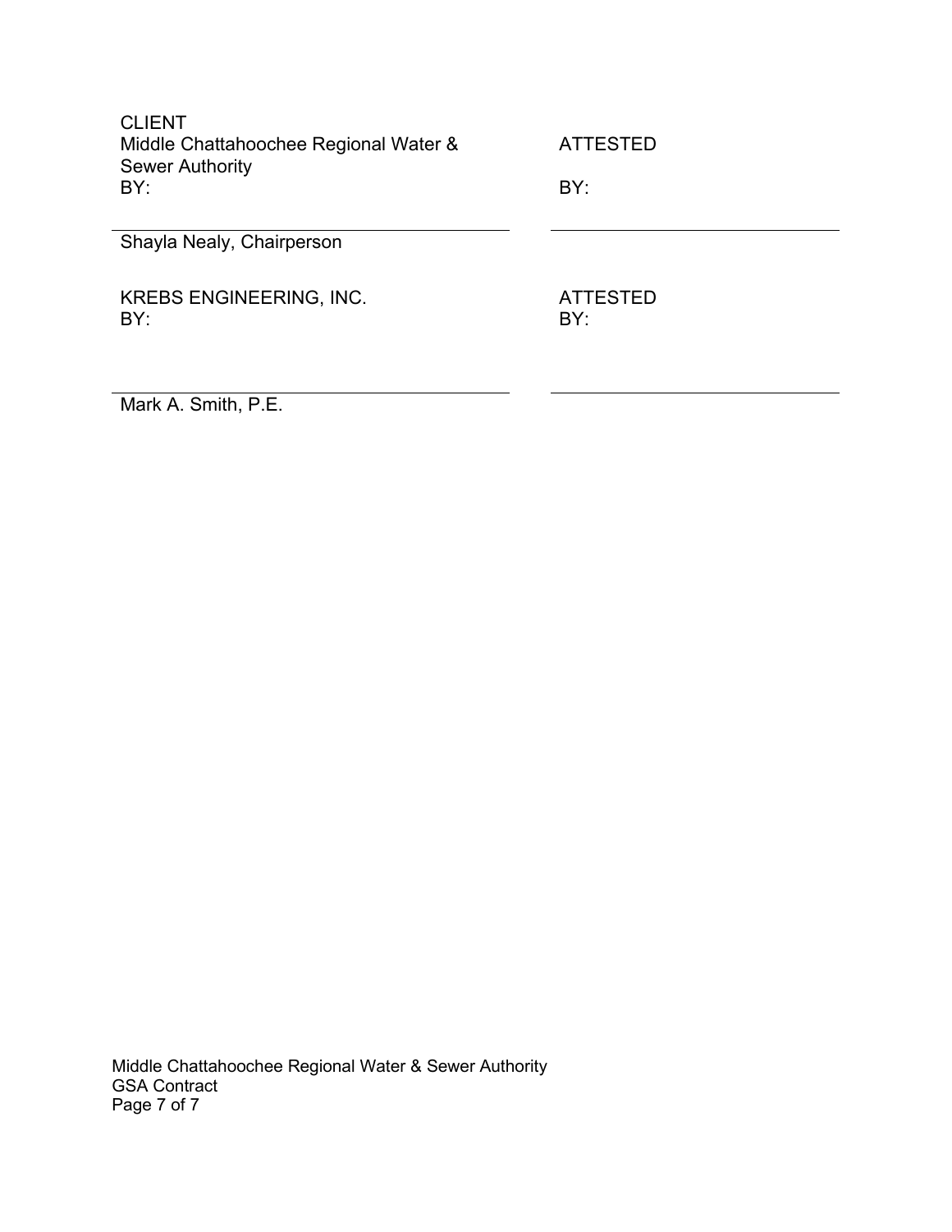| CLIENT<br>Middle Chattahoochee Regional Water & Sewer Authority<br>BY: | ATTESTED<br><br>BY: |
| --- | --- |
| ______________________________<br>Shayla Nealy, Chairperson | ______________________________ |
| KREBS ENGINEERING, INC.<br>BY: | ATTESTED<br>BY: |
| ______________________________<br>Mark A. Smith, P.E. | ______________________________ |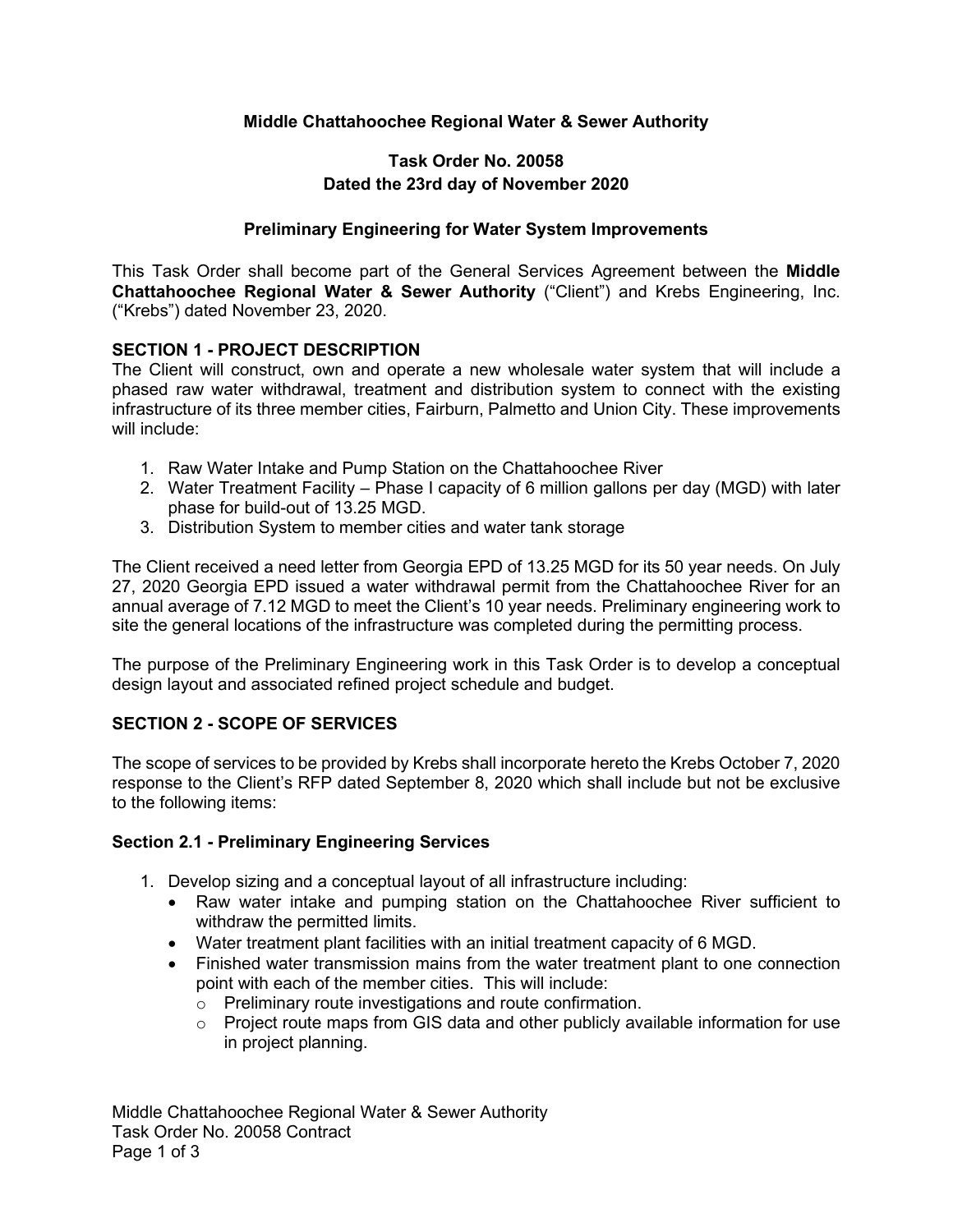**Middle Chattahoochee Regional Water & Sewer Authority**

**Task Order No. 20058**
**Dated the 23rd day of November 2020**

**Preliminary Engineering for Water System Improvements**

This Task Order shall become part of the General Services Agreement between the **Middle Chattahoochee Regional Water & Sewer Authority** ("Client") and Krebs Engineering, Inc. ("Krebs") dated November 23, 2020.

**SECTION 1 - PROJECT DESCRIPTION**

The Client will construct, own and operate a new wholesale water system that will include a phased raw water withdrawal, treatment and distribution system to connect with the existing infrastructure of its three member cities, Fairburn, Palmetto and Union City. These improvements will include:

1. Raw Water Intake and Pump Station on the Chattahoochee River
2. Water Treatment Facility – Phase I capacity of 6 million gallons per day (MGD) with later phase for build-out of 13.25 MGD.
3. Distribution System to member cities and water tank storage

The Client received a need letter from Georgia EPD of 13.25 MGD for its 50 year needs. On July 27, 2020 Georgia EPD issued a water withdrawal permit from the Chattahoochee River for an annual average of 7.12 MGD to meet the Client's 10 year needs. Preliminary engineering work to site the general locations of the infrastructure was completed during the permitting process.

The purpose of the Preliminary Engineering work in this Task Order is to develop a conceptual design layout and associated refined project schedule and budget.

**SECTION 2 - SCOPE OF SERVICES**

The scope of services to be provided by Krebs shall incorporate hereto the Krebs October 7, 2020 response to the Client's RFP dated September 8, 2020 which shall include but not be exclusive to the following items:

**Section 2.1 - Preliminary Engineering Services**

1. Develop sizing and a conceptual layout of all infrastructure including:
   - Raw water intake and pumping station on the Chattahoochee River sufficient to withdraw the permitted limits.
   - Water treatment plant facilities with an initial treatment capacity of 6 MGD.
   - Finished water transmission mains from the water treatment plant to one connection point with each of the member cities. This will include:
     - Preliminary route investigations and route confirmation.
     - Project route maps from GIS data and other publicly available information for use in project planning.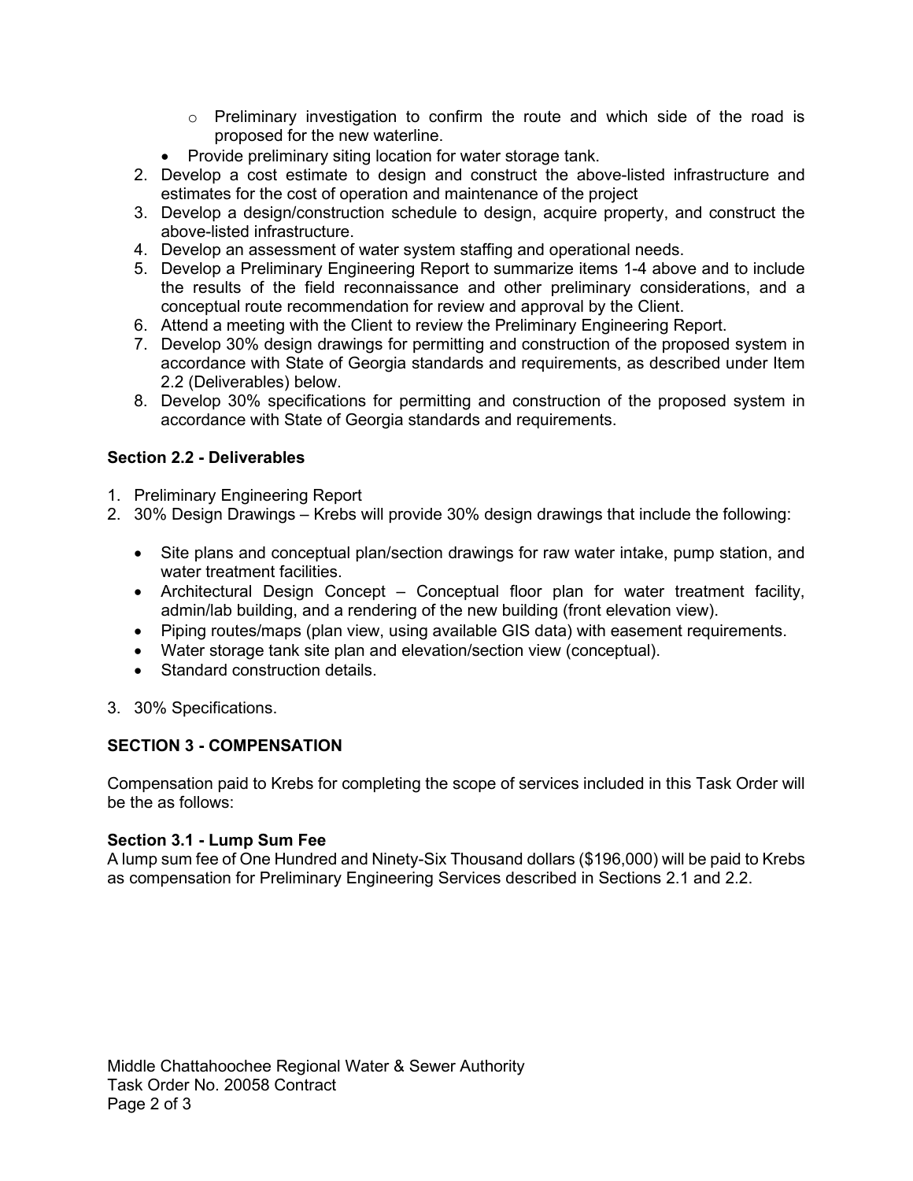- Preliminary investigation to confirm the route and which side of the road is proposed for the new waterline.
 - Provide preliminary siting location for water storage tank.
2. Develop a cost estimate to design and construct the above-listed infrastructure and estimates for the cost of operation and maintenance of the project
3. Develop a design/construction schedule to design, acquire property, and construct the above-listed infrastructure.
4. Develop an assessment of water system staffing and operational needs.
5. Develop a Preliminary Engineering Report to summarize items 1-4 above and to include the results of the field reconnaissance and other preliminary considerations, and a conceptual route recommendation for review and approval by the Client.
6. Attend a meeting with the Client to review the Preliminary Engineering Report.
7. Develop 30% design drawings for permitting and construction of the proposed system in accordance with State of Georgia standards and requirements, as described under Item 2.2 (Deliverables) below.
8. Develop 30% specifications for permitting and construction of the proposed system in accordance with State of Georgia standards and requirements.

**Section 2.2 - Deliverables**

1. Preliminary Engineering Report
2. 30% Design Drawings – Krebs will provide 30% design drawings that include the following:
   - Site plans and conceptual plan/section drawings for raw water intake, pump station, and water treatment facilities.
   - Architectural Design Concept – Conceptual floor plan for water treatment facility, admin/lab building, and a rendering of the new building (front elevation view).
   - Piping routes/maps (plan view, using available GIS data) with easement requirements.
   - Water storage tank site plan and elevation/section view (conceptual).
   - Standard construction details.
3. 30% Specifications.

**SECTION 3 - COMPENSATION**

Compensation paid to Krebs for completing the scope of services included in this Task Order will be the as follows:

**Section 3.1 - Lump Sum Fee**

A lump sum fee of One Hundred and Ninety-Six Thousand dollars ($196,000) will be paid to Krebs as compensation for Preliminary Engineering Services described in Sections 2.1 and 2.2.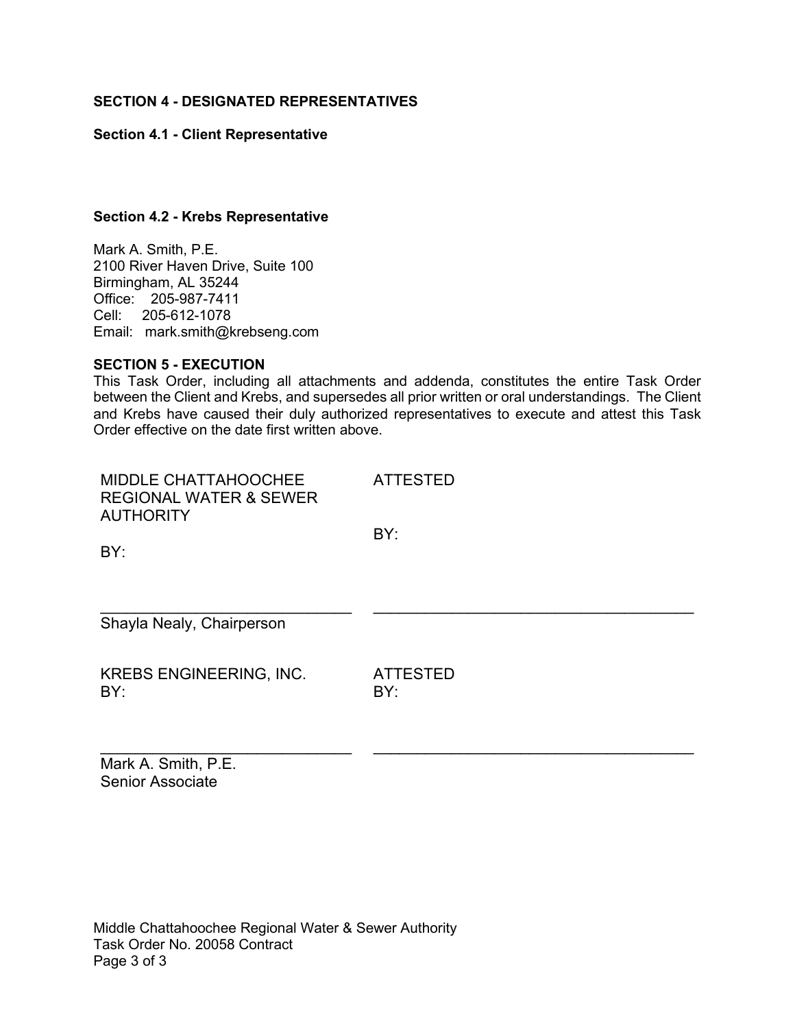## SECTION 4 - DESIGNATED REPRESENTATIVES

### Section 4.1 - Client Representative

### Section 4.2 - Krebs Representative

Mark A. Smith, P.E.
2100 River Haven Drive, Suite 100
Birmingham, AL 35244
Office: 205-987-7411
Cell: 205-612-1078
Email: mark.smith@krebseng.com

## SECTION 5 - EXECUTION

This Task Order, including all attachments and addenda, constitutes the entire Task Order between the Client and Krebs, and supersedes all prior written or oral understandings. The Client and Krebs have caused their duly authorized representatives to execute and attest this Task Order effective on the date first written above.

| | |
|---|---|
| MIDDLE CHATTAHOOCHEE REGIONAL WATER & SEWER AUTHORITY | ATTESTED |
| BY: | BY: |
| ______________________________ | ______________________________________ |
| Shayla Nealy, Chairperson | |
| KREBS ENGINEERING, INC. | ATTESTED |
| BY: | BY: |
| ______________________________ | ______________________________________ |
| Mark A. Smith, P.E.<br>Senior Associate | |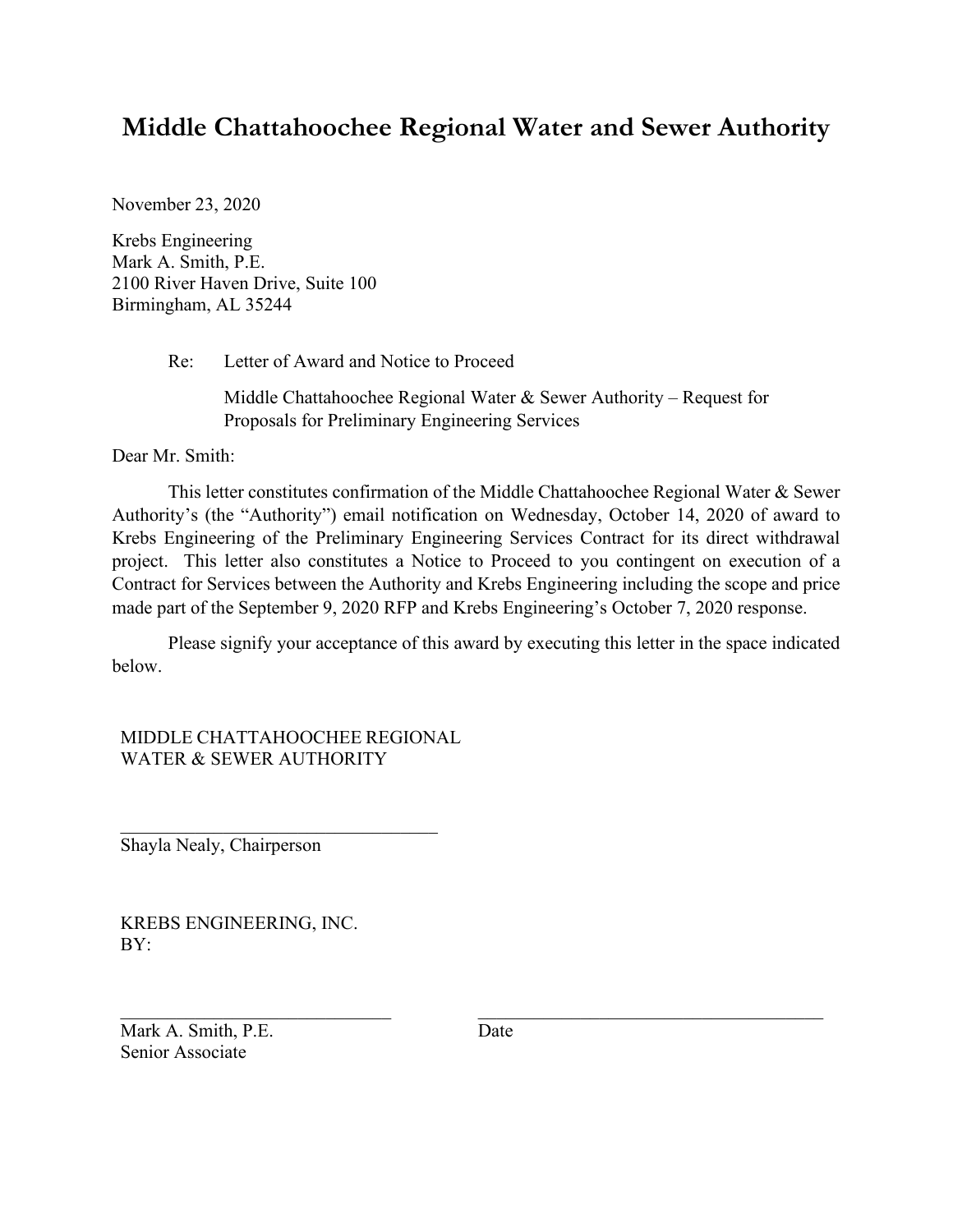# Middle Chattahoochee Regional Water and Sewer Authority

November 23, 2020

Krebs Engineering
Mark A. Smith, P.E.
2100 River Haven Drive, Suite 100
Birmingham, AL 35244

Re: Letter of Award and Notice to Proceed

Middle Chattahoochee Regional Water & Sewer Authority – Request for Proposals for Preliminary Engineering Services

Dear Mr. Smith:

This letter constitutes confirmation of the Middle Chattahoochee Regional Water & Sewer Authority's (the "Authority") email notification on Wednesday, October 14, 2020 of award to Krebs Engineering of the Preliminary Engineering Services Contract for its direct withdrawal project. This letter also constitutes a Notice to Proceed to you contingent on execution of a Contract for Services between the Authority and Krebs Engineering including the scope and price made part of the September 9, 2020 RFP and Krebs Engineering's October 7, 2020 response.

Please signify your acceptance of this award by executing this letter in the space indicated below.

MIDDLE CHATTAHOOCHEE REGIONAL
WATER & SEWER AUTHORITY

\_\_\_\_\_\_\_\_\_\_\_\_\_\_\_\_\_\_\_\_\_\_\_\_\_\_\_\_\_\_\_\_\_\_
Shayla Nealy, Chairperson

KREBS ENGINEERING, INC.
BY:

\_\_\_\_\_\_\_\_\_\_\_\_\_\_\_\_\_\_\_\_\_\_\_\_\_\_\_\_ \_\_\_\_\_\_\_\_\_\_\_\_\_\_\_\_\_\_\_\_\_\_\_\_\_\_\_\_\_\_\_\_\_\_\_\_
Mark A. Smith, P.E. Date
Senior Associate